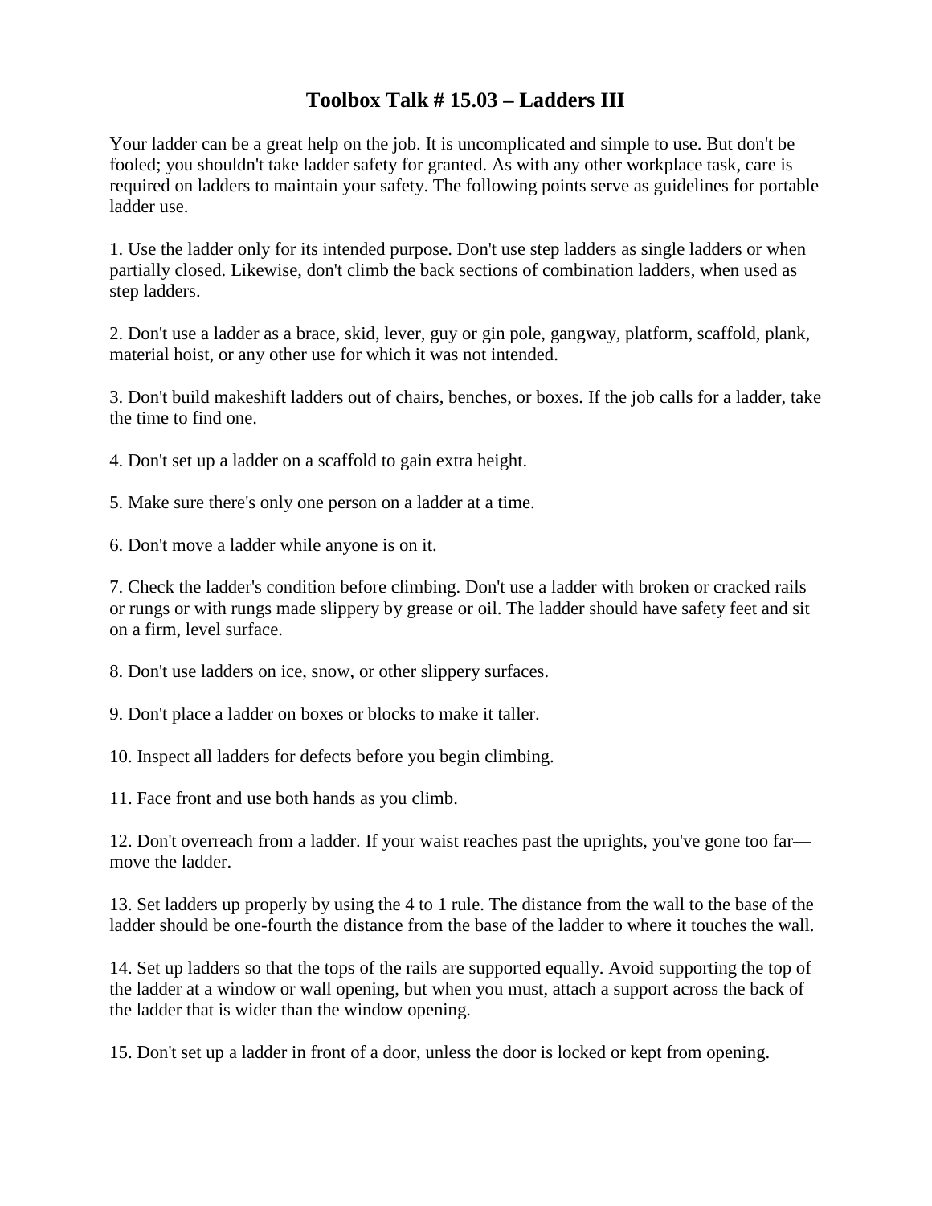# Toolbox Talk # 15.03 – Ladders III

Your ladder can be a great help on the job. It is uncomplicated and simple to use. But don't be fooled; you shouldn't take ladder safety for granted. As with any other workplace task, care is required on ladders to maintain your safety. The following points serve as guidelines for portable ladder use.

1. Use the ladder only for its intended purpose. Don't use step ladders as single ladders or when partially closed. Likewise, don't climb the back sections of combination ladders, when used as step ladders.

2. Don't use a ladder as a brace, skid, lever, guy or gin pole, gangway, platform, scaffold, plank, material hoist, or any other use for which it was not intended.

3. Don't build makeshift ladders out of chairs, benches, or boxes. If the job calls for a ladder, take the time to find one.

4. Don't set up a ladder on a scaffold to gain extra height.

5. Make sure there's only one person on a ladder at a time.

6. Don't move a ladder while anyone is on it.

7. Check the ladder's condition before climbing. Don't use a ladder with broken or cracked rails or rungs or with rungs made slippery by grease or oil. The ladder should have safety feet and sit on a firm, level surface.

8. Don't use ladders on ice, snow, or other slippery surfaces.

9. Don't place a ladder on boxes or blocks to make it taller.

10. Inspect all ladders for defects before you begin climbing.

11. Face front and use both hands as you climb.

12. Don't overreach from a ladder. If your waist reaches past the uprights, you've gone too far—move the ladder.

13. Set ladders up properly by using the 4 to 1 rule. The distance from the wall to the base of the ladder should be one-fourth the distance from the base of the ladder to where it touches the wall.

14. Set up ladders so that the tops of the rails are supported equally. Avoid supporting the top of the ladder at a window or wall opening, but when you must, attach a support across the back of the ladder that is wider than the window opening.

15. Don't set up a ladder in front of a door, unless the door is locked or kept from opening.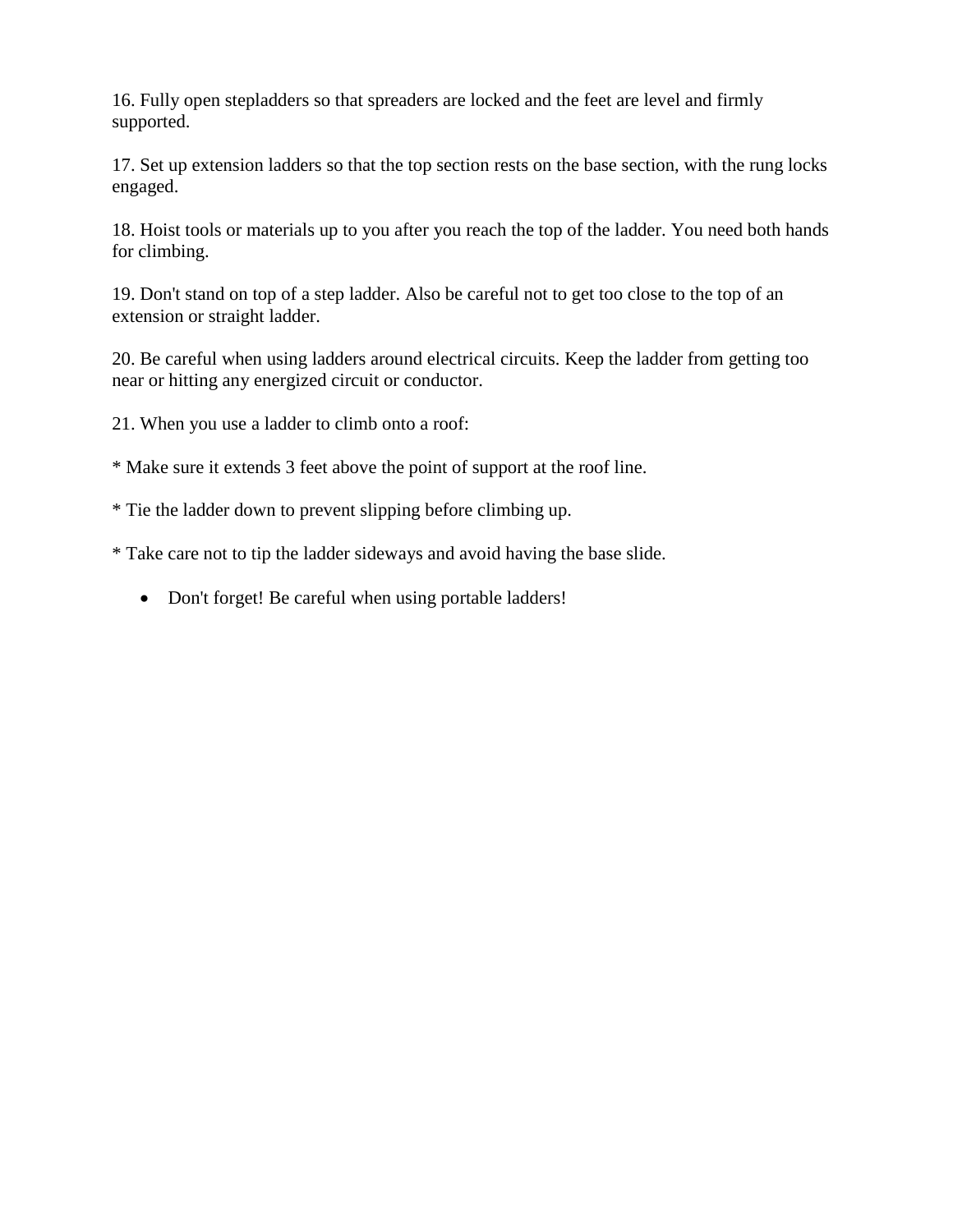16. Fully open stepladders so that spreaders are locked and the feet are level and firmly supported.

17. Set up extension ladders so that the top section rests on the base section, with the rung locks engaged.

18. Hoist tools or materials up to you after you reach the top of the ladder. You need both hands for climbing.

19. Don't stand on top of a step ladder. Also be careful not to get too close to the top of an extension or straight ladder.

20. Be careful when using ladders around electrical circuits. Keep the ladder from getting too near or hitting any energized circuit or conductor.

21. When you use a ladder to climb onto a roof:

* Make sure it extends 3 feet above the point of support at the roof line.

* Tie the ladder down to prevent slipping before climbing up.

* Take care not to tip the ladder sideways and avoid having the base slide.

- Don't forget! Be careful when using portable ladders!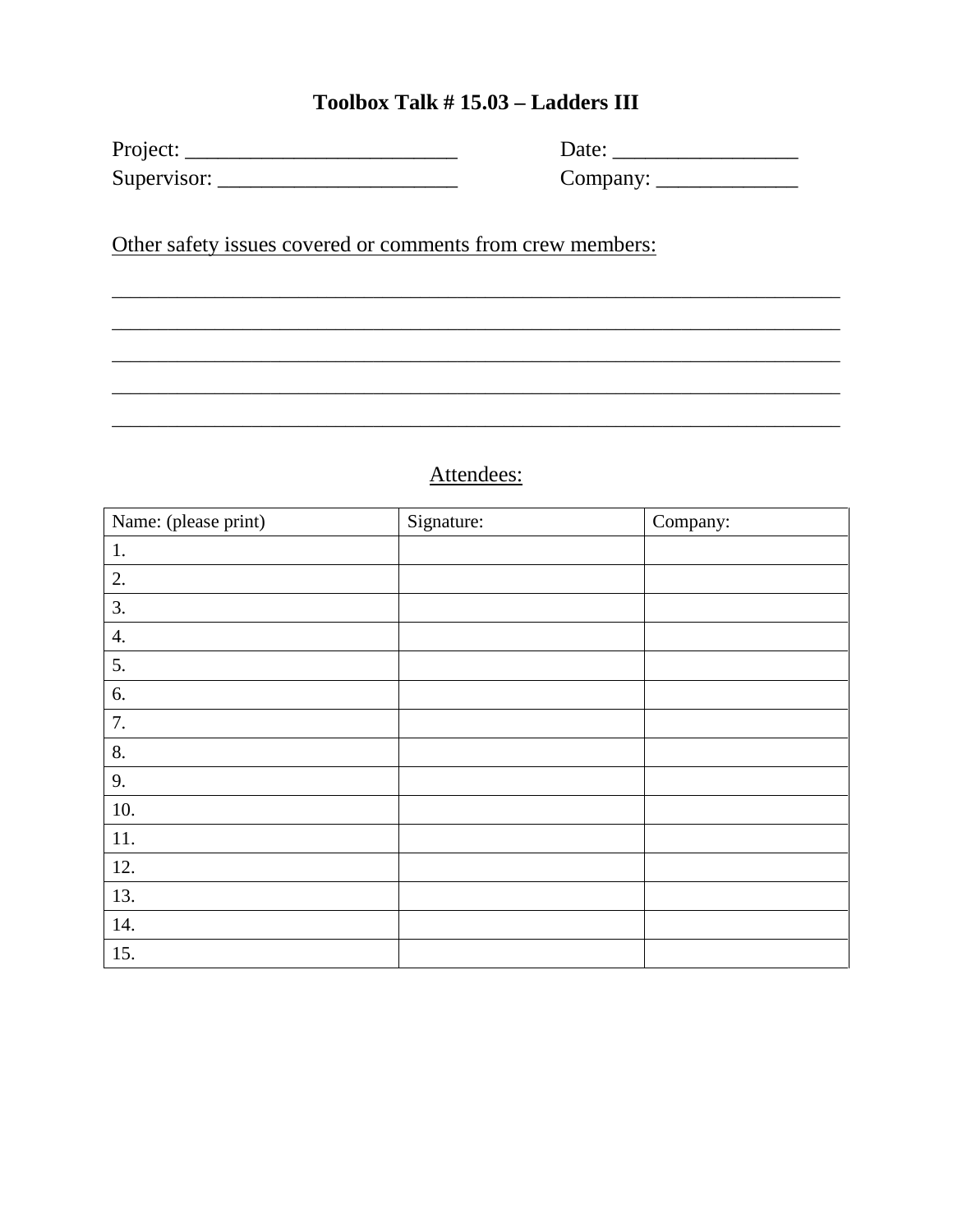# Toolbox Talk # 15.03 – Ladders III

Project: _________________________ Date: _________________

Supervisor: ______________________ Company: _____________

Other safety issues covered or comments from crew members:

_________________________________________________________________________

_________________________________________________________________________

_________________________________________________________________________

_________________________________________________________________________

_________________________________________________________________________

## Attendees:

| Name: (please print) | Signature: | Company: |
|---|---|---|
| 1. | | |
| 2. | | |
| 3. | | |
| 4. | | |
| 5. | | |
| 6. | | |
| 7. | | |
| 8. | | |
| 9. | | |
| 10. | | |
| 11. | | |
| 12. | | |
| 13. | | |
| 14. | | |
| 15. | | |